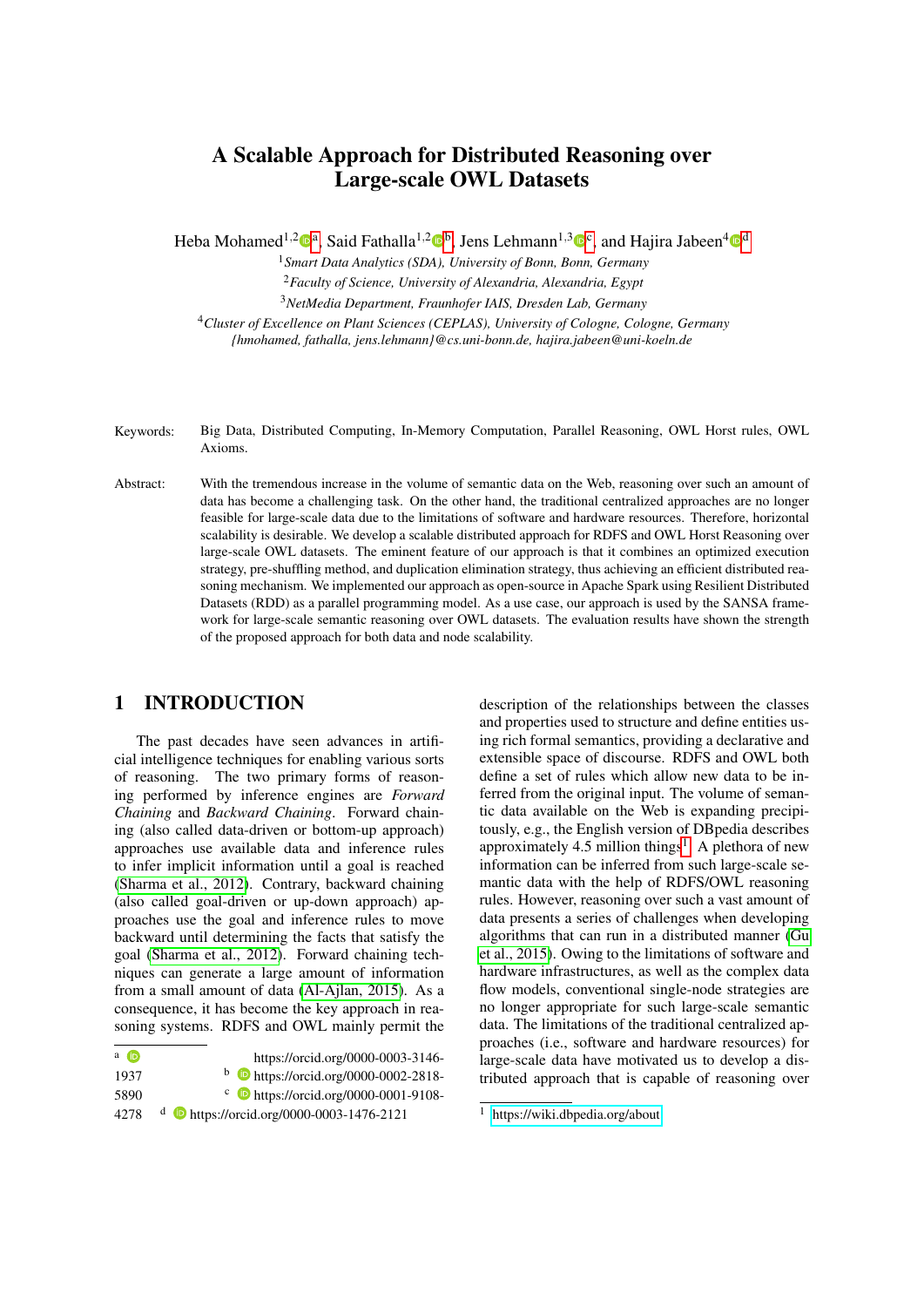# A Scalable Approach for Distributed Reasoning over Large-scale OWL Datasets

Heba Mohamed[1,2] [a], Said Fathalla[1,2] [b], Jens Lehmann[1,3] [c], and Hajira Jabeen[4] [d]

[1]*Smart Data Analytics (SDA), University of Bonn, Bonn, Germany*
[2]*Faculty of Science, University of Alexandria, Alexandria, Egypt*
[3]*NetMedia Department, Fraunhofer IAIS, Dresden Lab, Germany*
[4]*Cluster of Excellence on Plant Sciences (CEPLAS), University of Cologne, Cologne, Germany*
*{hmohamed, fathalla, jens.lehmann}@cs.uni-bonn.de, hajira.jabeen@uni-koeln.de*

Keywords: Big Data, Distributed Computing, In-Memory Computation, Parallel Reasoning, OWL Horst rules, OWL Axioms.

Abstract: With the tremendous increase in the volume of semantic data on the Web, reasoning over such an amount of data has become a challenging task. On the other hand, the traditional centralized approaches are no longer feasible for large-scale data due to the limitations of software and hardware resources. Therefore, horizontal scalability is desirable. We develop a scalable distributed approach for RDFS and OWL Horst Reasoning over large-scale OWL datasets. The eminent feature of our approach is that it combines an optimized execution strategy, pre-shuffling method, and duplication elimination strategy, thus achieving an efficient distributed reasoning mechanism. We implemented our approach as open-source in Apache Spark using Resilient Distributed Datasets (RDD) as a parallel programming model. As a use case, our approach is used by the SANSA framework for large-scale semantic reasoning over OWL datasets. The evaluation results have shown the strength of the proposed approach for both data and node scalability.

## 1 INTRODUCTION

The past decades have seen advances in artificial intelligence techniques for enabling various sorts of reasoning. The two primary forms of reasoning performed by inference engines are *Forward Chaining* and *Backward Chaining*. Forward chaining (also called data-driven or bottom-up approach) approaches use available data and inference rules to infer implicit information until a goal is reached (Sharma et al., 2012). Contrary, backward chaining (also called goal-driven or up-down approach) approaches use the goal and inference rules to move backward until determining the facts that satisfy the goal (Sharma et al., 2012). Forward chaining techniques can generate a large amount of information from a small amount of data (Al-Ajlan, 2015). As a consequence, it has become the key approach in reasoning systems. RDFS and OWL mainly permit the description of the relationships between the classes and properties used to structure and define entities using rich formal semantics, providing a declarative and extensible space of discourse. RDFS and OWL both define a set of rules which allow new data to be inferred from the original input. The volume of semantic data available on the Web is expanding precipitously, e.g., the English version of DBpedia describes approximately 4.5 million things[1]. A plethora of new information can be inferred from such large-scale semantic data with the help of RDFS/OWL reasoning rules. However, reasoning over such a vast amount of data presents a series of challenges when developing algorithms that can run in a distributed manner (Gu et al., 2015). Owing to the limitations of software and hardware infrastructures, as well as the complex data flow models, conventional single-node strategies are no longer appropriate for such large-scale semantic data. The limitations of the traditional centralized approaches (i.e., software and hardware resources) for large-scale data have motivated us to develop a distributed approach that is capable of reasoning over

[a] https://orcid.org/0000-0003-3146-1937
[b] https://orcid.org/0000-0002-2818-5890
[c] https://orcid.org/0000-0001-9108-4278
[d] https://orcid.org/0000-0003-1476-2121

[1] https://wiki.dbpedia.org/about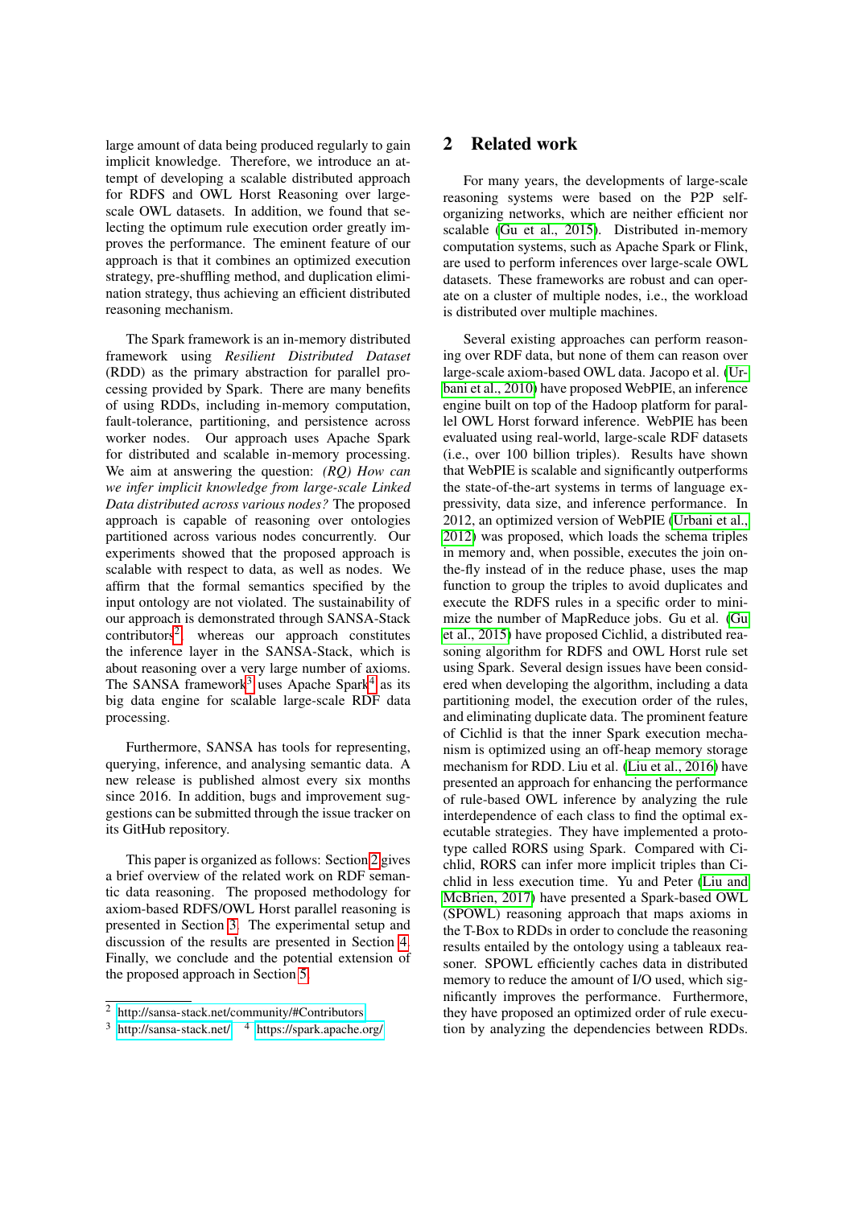large amount of data being produced regularly to gain implicit knowledge. Therefore, we introduce an attempt of developing a scalable distributed approach for RDFS and OWL Horst Reasoning over large-scale OWL datasets. In addition, we found that selecting the optimum rule execution order greatly improves the performance. The eminent feature of our approach is that it combines an optimized execution strategy, pre-shuffling method, and duplication elimination strategy, thus achieving an efficient distributed reasoning mechanism.

The Spark framework is an in-memory distributed framework using *Resilient Distributed Dataset* (RDD) as the primary abstraction for parallel processing provided by Spark. There are many benefits of using RDDs, including in-memory computation, fault-tolerance, partitioning, and persistence across worker nodes. Our approach uses Apache Spark for distributed and scalable in-memory processing. We aim at answering the question: *(RQ) How can we infer implicit knowledge from large-scale Linked Data distributed across various nodes?* The proposed approach is capable of reasoning over ontologies partitioned across various nodes concurrently. Our experiments showed that the proposed approach is scalable with respect to data, as well as nodes. We affirm that the formal semantics specified by the input ontology are not violated. The sustainability of our approach is demonstrated through SANSA-Stack contributors[2], whereas our approach constitutes the inference layer in the SANSA-Stack, which is about reasoning over a very large number of axioms. The SANSA framework[3] uses Apache Spark[4] as its big data engine for scalable large-scale RDF data processing.

Furthermore, SANSA has tools for representing, querying, inference, and analysing semantic data. A new release is published almost every six months since 2016. In addition, bugs and improvement suggestions can be submitted through the issue tracker on its GitHub repository.

This paper is organized as follows: Section 2 gives a brief overview of the related work on RDF semantic data reasoning. The proposed methodology for axiom-based RDFS/OWL Horst parallel reasoning is presented in Section 3. The experimental setup and discussion of the results are presented in Section 4. Finally, we conclude and the potential extension of the proposed approach in Section 5.

[2] http://sansa-stack.net/community/#Contributors

[3] http://sansa-stack.net/ [4] https://spark.apache.org/

## 2 Related work

For many years, the developments of large-scale reasoning systems were based on the P2P self-organizing networks, which are neither efficient nor scalable (Gu et al., 2015). Distributed in-memory computation systems, such as Apache Spark or Flink, are used to perform inferences over large-scale OWL datasets. These frameworks are robust and can operate on a cluster of multiple nodes, i.e., the workload is distributed over multiple machines.

Several existing approaches can perform reasoning over RDF data, but none of them can reason over large-scale axiom-based OWL data. Jacopo et al. (Urbani et al., 2010) have proposed WebPIE, an inference engine built on top of the Hadoop platform for parallel OWL Horst forward inference. WebPIE has been evaluated using real-world, large-scale RDF datasets (i.e., over 100 billion triples). Results have shown that WebPIE is scalable and significantly outperforms the state-of-the-art systems in terms of language expressivity, data size, and inference performance. In 2012, an optimized version of WebPIE (Urbani et al., 2012) was proposed, which loads the schema triples in memory and, when possible, executes the join on-the-fly instead of in the reduce phase, uses the map function to group the triples to avoid duplicates and execute the RDFS rules in a specific order to minimize the number of MapReduce jobs. Gu et al. (Gu et al., 2015) have proposed Cichlid, a distributed reasoning algorithm for RDFS and OWL Horst rule set using Spark. Several design issues have been considered when developing the algorithm, including a data partitioning model, the execution order of the rules, and eliminating duplicate data. The prominent feature of Cichlid is that the inner Spark execution mechanism is optimized using an off-heap memory storage mechanism for RDD. Liu et al. (Liu et al., 2016) have presented an approach for enhancing the performance of rule-based OWL inference by analyzing the rule interdependence of each class to find the optimal executable strategies. They have implemented a prototype called RORS using Spark. Compared with Cichlid, RORS can infer more implicit triples than Cichlid in less execution time. Yu and Peter (Liu and McBrien, 2017) have presented a Spark-based OWL (SPOWL) reasoning approach that maps axioms in the T-Box to RDDs in order to conclude the reasoning results entailed by the ontology using a tableaux reasoner. SPOWL efficiently caches data in distributed memory to reduce the amount of I/O used, which significantly improves the performance. Furthermore, they have proposed an optimized order of rule execution by analyzing the dependencies between RDDs.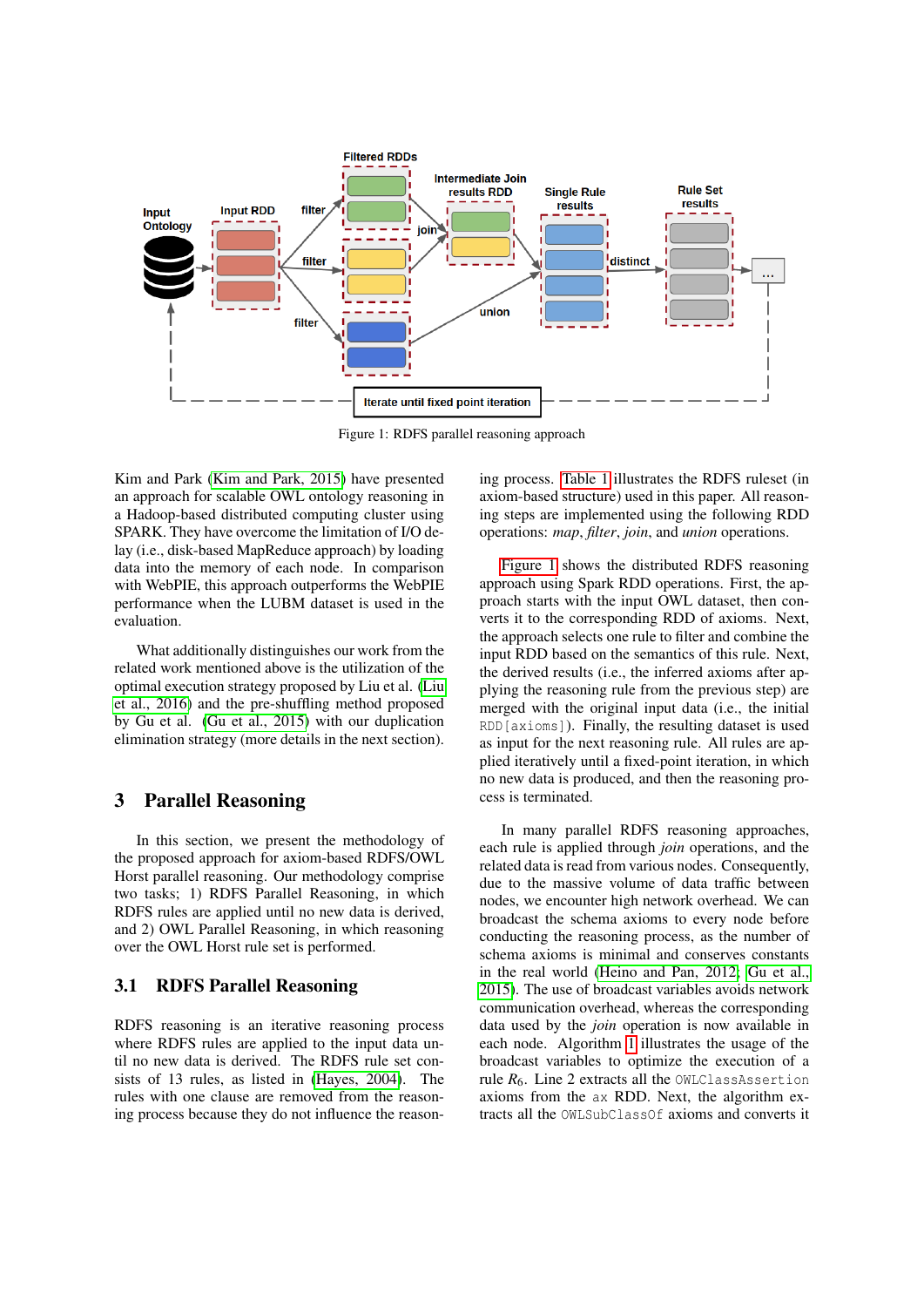Figure 1: RDFS parallel reasoning approach

Kim and Park (Kim and Park, 2015) have presented an approach for scalable OWL ontology reasoning in a Hadoop-based distributed computing cluster using SPARK. They have overcome the limitation of I/O delay (i.e., disk-based MapReduce approach) by loading data into the memory of each node. In comparison with WebPIE, this approach outperforms the WebPIE performance when the LUBM dataset is used in the evaluation.

What additionally distinguishes our work from the related work mentioned above is the utilization of the optimal execution strategy proposed by Liu et al. (Liu et al., 2016) and the pre-shuffling method proposed by Gu et al. (Gu et al., 2015) with our duplication elimination strategy (more details in the next section).

## 3 Parallel Reasoning

In this section, we present the methodology of the proposed approach for axiom-based RDFS/OWL Horst parallel reasoning. Our methodology comprise two tasks; 1) RDFS Parallel Reasoning, in which RDFS rules are applied until no new data is derived, and 2) OWL Parallel Reasoning, in which reasoning over the OWL Horst rule set is performed.

### 3.1 RDFS Parallel Reasoning

RDFS reasoning is an iterative reasoning process where RDFS rules are applied to the input data until no new data is derived. The RDFS rule set consists of 13 rules, as listed in (Hayes, 2004). The rules with one clause are removed from the reasoning process because they do not influence the reasoning process. Table 1 illustrates the RDFS ruleset (in axiom-based structure) used in this paper. All reasoning steps are implemented using the following RDD operations: *map*, *filter*, *join*, and *union* operations.

Figure 1 shows the distributed RDFS reasoning approach using Spark RDD operations. First, the approach starts with the input OWL dataset, then converts it to the corresponding RDD of axioms. Next, the approach selects one rule to filter and combine the input RDD based on the semantics of this rule. Next, the derived results (i.e., the inferred axioms after applying the reasoning rule from the previous step) are merged with the original input data (i.e., the initial `RDD[axioms]`). Finally, the resulting dataset is used as input for the next reasoning rule. All rules are applied iteratively until a fixed-point iteration, in which no new data is produced, and then the reasoning process is terminated.

In many parallel RDFS reasoning approaches, each rule is applied through *join* operations, and the related data is read from various nodes. Consequently, due to the massive volume of data traffic between nodes, we encounter high network overhead. We can broadcast the schema axioms to every node before conducting the reasoning process, as the number of schema axioms is minimal and conserves constants in the real world (Heino and Pan, 2012; Gu et al., 2015). The use of broadcast variables avoids network communication overhead, whereas the corresponding data used by the *join* operation is now available in each node. Algorithm 1 illustrates the usage of the broadcast variables to optimize the execution of a rule $R_6$. Line 2 extracts all the `OWLClassAssertion` axioms from the `ax` RDD. Next, the algorithm extracts all the `OWLSubClassOf` axioms and converts it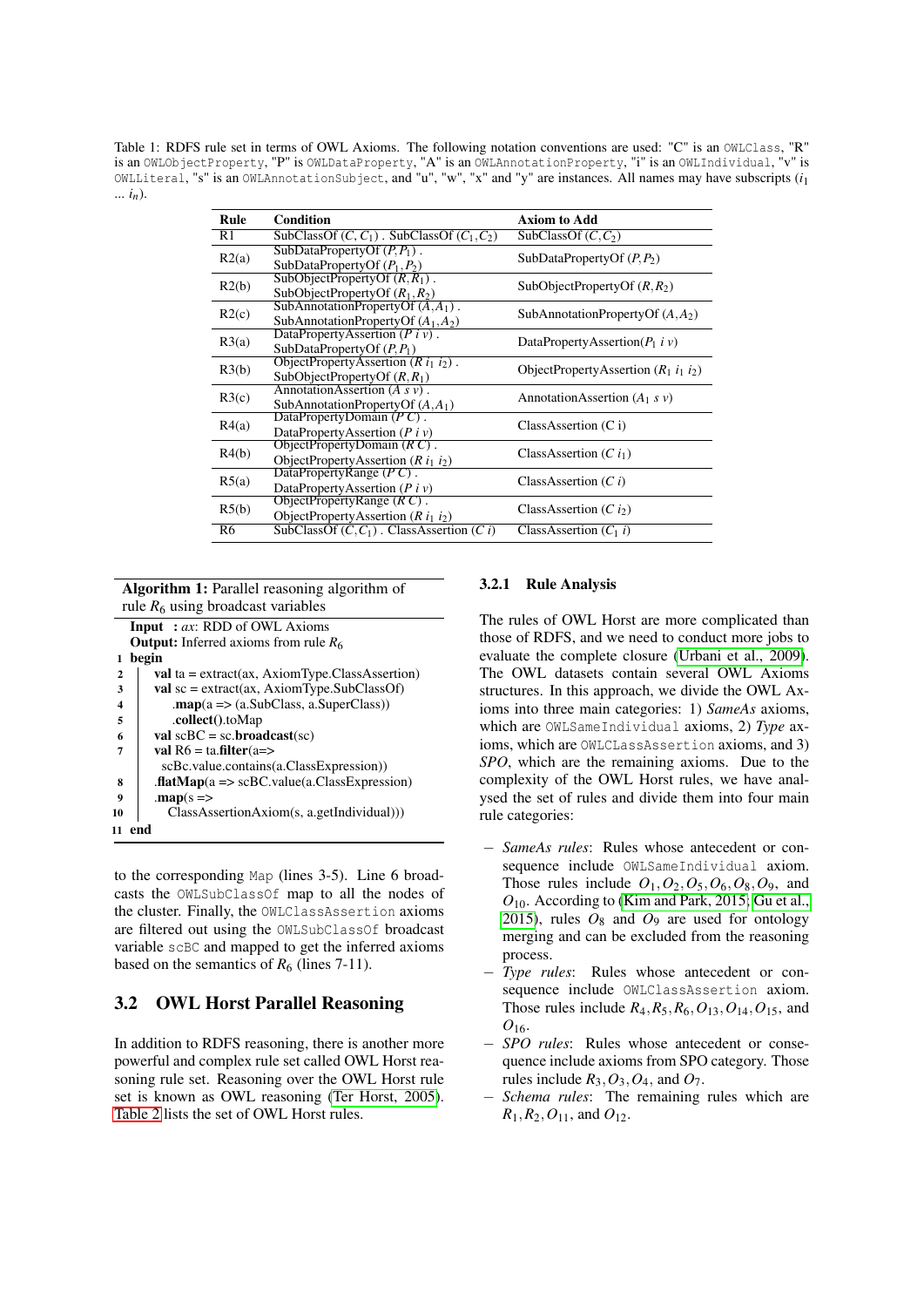Table 1: RDFS rule set in terms of OWL Axioms. The following notation conventions are used: "C" is an `OWLClass`, "R" is an `OWLObjectProperty`, "P" is `OWLDataProperty`, "A" is an `OWLAnnotationProperty`, "i" is an `OWLIndividual`, "v" is `OWLLiteral`, "s" is an `OWLAnnotationSubject`, and "u", "w", "x" and "y" are instances. All names may have subscripts ($i_1$ ... $i_n$).

| Rule | Condition | Axiom to Add |
|---|---|---|
| R1 | SubClassOf ($C, C_1$) . SubClassOf ($C_1, C_2$) | SubClassOf ($C, C_2$) |
| R2(a) | SubDataPropertyOf ($P, P_1$) . SubDataPropertyOf ($P_1, P_2$) | SubDataPropertyOf ($P, P_2$) |
| R2(b) | SubObjectPropertyOf ($R, R_1$) . SubObjectPropertyOf ($R_1, R_2$) | SubObjectPropertyOf ($R, R_2$) |
| R2(c) | SubAnnotationPropertyOf ($A, A_1$) . SubAnnotationPropertyOf ($A_1, A_2$) | SubAnnotationPropertyOf ($A, A_2$) |
| R3(a) | DataPropertyAssertion ($P\ i\ v$) . SubDataPropertyOf ($P, P_1$) | DataPropertyAssertion($P_1\ i\ v$) |
| R3(b) | ObjectPropertyAssertion ($R\ i_1\ i_2$) . SubObjectPropertyOf ($R, R_1$) | ObjectPropertyAssertion ($R_1\ i_1\ i_2$) |
| R3(c) | AnnotationAssertion ($A\ s\ v$) . SubAnnotationPropertyOf ($A, A_1$) | AnnotationAssertion ($A_1\ s\ v$) |
| R4(a) | DataPropertyDomain ($P\ C$) . DataPropertyAssertion ($P\ i\ v$) | ClassAssertion (C i) |
| R4(b) | ObjectPropertyDomain ($R\ C$) . ObjectPropertyAssertion ($R\ i_1\ i_2$) | ClassAssertion ($C\ i_1$) |
| R5(a) | DataPropertyRange ($P\ C$) . DataPropertyAssertion ($P\ i\ v$) | ClassAssertion ($C\ i$) |
| R5(b) | ObjectPropertyRange ($R\ C$) . ObjectPropertyAssertion ($R\ i_1\ i_2$) | ClassAssertion ($C\ i_2$) |
| R6 | SubClassOf ($C, C_1$) . ClassAssertion ($C\ i$) | ClassAssertion ($C_1\ i$) |

**Algorithm 1:** Parallel reasoning algorithm of rule $R_6$ using broadcast variables

**Input :** *ax*: RDD of OWL Axioms
**Output:** Inferred axioms from rule $R_6$

```
1  begin
2      val ta = extract(ax, AxiomType.ClassAssertion)
3      val sc = extract(ax, AxiomType.SubClassOf)
4          .map(a => (a.SubClass, a.SuperClass))
5          .collect().toMap
6      val scBC = sc.broadcast(sc)
7      val R6 = ta.filter(a=>
           scBc.value.contains(a.ClassExpression))
8      .flatMap(a => scBC.value(a.ClassExpression))
9      .map(s =>
10         ClassAssertionAxiom(s, a.getIndividual)))
11 end
```

to the corresponding `Map` (lines 3-5). Line 6 broadcasts the `OWLSubClassOf` map to all the nodes of the cluster. Finally, the `OWLClassAssertion` axioms are filtered out using the `OWLSubClassOf` broadcast variable `scBC` and mapped to get the inferred axioms based on the semantics of $R_6$ (lines 7-11).

## 3.2 OWL Horst Parallel Reasoning

In addition to RDFS reasoning, there is another more powerful and complex rule set called OWL Horst reasoning rule set. Reasoning over the OWL Horst rule set is known as OWL reasoning (Ter Horst, 2005). Table 2 lists the set of OWL Horst rules.

### 3.2.1 Rule Analysis

The rules of OWL Horst are more complicated than those of RDFS, and we need to conduct more jobs to evaluate the complete closure (Urbani et al., 2009). The OWL datasets contain several OWL Axioms structures. In this approach, we divide the OWL Axioms into three main categories: 1) *SameAs* axioms, which are `OWLSameIndividual` axioms, 2) *Type* axioms, which are `OWLCLassAssertion` axioms, and 3) *SPO*, which are the remaining axioms. Due to the complexity of the OWL Horst rules, we have analysed the set of rules and divide them into four main rule categories:

- *SameAs rules*: Rules whose antecedent or consequence include `OWLSameIndividual` axiom. Those rules include $O_1, O_2, O_5, O_6, O_8, O_9$, and $O_{10}$. According to (Kim and Park, 2015; Gu et al., 2015), rules $O_8$ and $O_9$ are used for ontology merging and can be excluded from the reasoning process.
- *Type rules*: Rules whose antecedent or consequence include `OWLClassAssertion` axiom. Those rules include $R_4, R_5, R_6, O_{13}, O_{14}, O_{15}$, and $O_{16}$.
- *SPO rules*: Rules whose antecedent or consequence include axioms from SPO category. Those rules include $R_3, O_3, O_4$, and $O_7$.
- *Schema rules*: The remaining rules which are $R_1, R_2, O_{11}$, and $O_{12}$.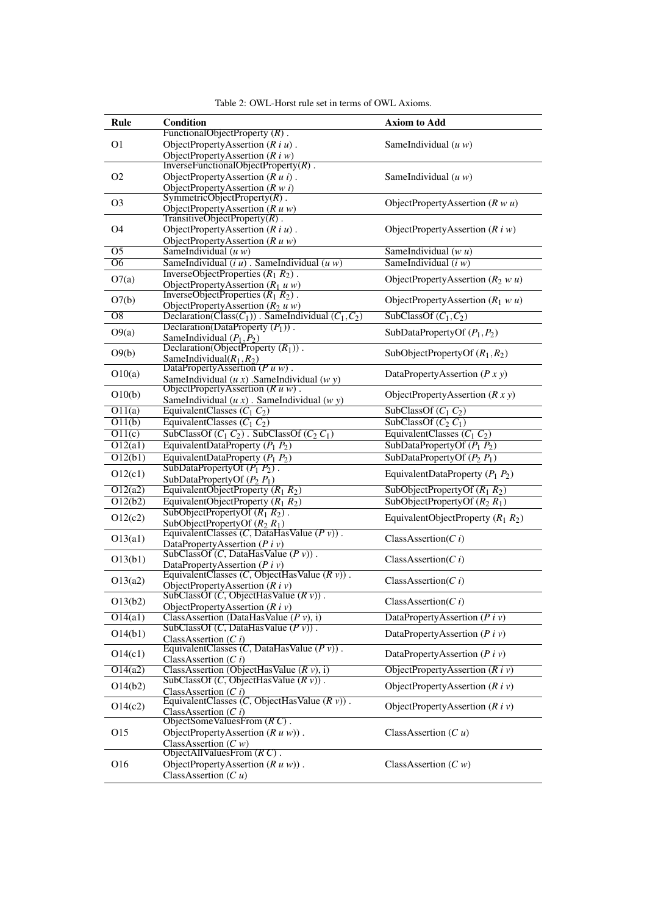Table 2: OWL-Horst rule set in terms of OWL Axioms.

| Rule | Condition | Axiom to Add |
|---|---|---|
| O1 | FunctionalObjectProperty ($R$) . ObjectPropertyAssertion ($R$ $i$ $u$) . ObjectPropertyAssertion ($R$ $i$ $w$) | SameIndividual ($u$ $w$) |
| O2 | InverseFunctionalObjectProperty($R$) . ObjectPropertyAssertion ($R$ $u$ $i$) . ObjectPropertyAssertion ($R$ $w$ $i$) | SameIndividual ($u$ $w$) |
| O3 | SymmetricObjectProperty($R$) . ObjectPropertyAssertion ($R$ $u$ $w$) | ObjectPropertyAssertion ($R$ $w$ $u$) |
| O4 | TransitiveObjectProperty($R$) . ObjectPropertyAssertion ($R$ $i$ $u$) . ObjectPropertyAssertion ($R$ $u$ $w$) | ObjectPropertyAssertion ($R$ $i$ $w$) |
| O5 | SameIndividual ($u$ $w$) | SameIndividual ($w$ $u$) |
| O6 | SameIndividual ($i$ $u$) . SameIndividual ($u$ $w$) | SameIndividual ($i$ $w$) |
| O7(a) | InverseObjectProperties ($R_1$ $R_2$) . ObjectPropertyAssertion ($R_1$ $u$ $w$) | ObjectPropertyAssertion ($R_2$ $w$ $u$) |
| O7(b) | InverseObjectProperties ($R_1$ $R_2$) . ObjectPropertyAssertion ($R_2$ $u$ $w$) | ObjectPropertyAssertion ($R_1$ $w$ $u$) |
| O8 | Declaration(Class($C_1$)) . SameIndividual ($C_1, C_2$) | SubClassOf ($C_1, C_2$) |
| O9(a) | Declaration(DataProperty ($P_1$)) . SameIndividual ($P_1, P_2$) | SubDataPropertyOf ($P_1, P_2$) |
| O9(b) | Declaration(ObjectProperty ($R_1$)) . SameIndividual($R_1, R_2$) | SubObjectPropertyOf ($R_1, R_2$) |
| O10(a) | DataPropertyAssertion ($P$ $u$ $w$) . SameIndividual ($u$ $x$) .SameIndividual ($w$ $y$) | DataPropertyAssertion ($P$ $x$ $y$) |
| O10(b) | ObjectPropertyAssertion ($R$ $u$ $w$) . SameIndividual ($u$ $x$) . SameIndividual ($w$ $y$) | ObjectPropertyAssertion ($R$ $x$ $y$) |
| O11(a) | EquivalentClasses ($C_1$ $C_2$) | SubClassOf ($C_1$ $C_2$) |
| O11(b) | EquivalentClasses ($C_1$ $C_2$) | SubClassOf ($C_2$ $C_1$) |
| O11(c) | SubClassOf ($C_1$ $C_2$) . SubClassOf ($C_2$ $C_1$) | EquivalentClasses ($C_1$ $C_2$) |
| O12(a1) | EquivalentDataProperty ($P_1$ $P_2$) | SubDataPropertyOf ($P_1$ $P_2$) |
| O12(b1) | EquivalentDataProperty ($P_1$ $P_2$) | SubDataPropertyOf ($P_2$ $P_1$) |
| O12(c1) | SubDataPropertyOf ($P_1$ $P_2$) . SubDataPropertyOf ($P_2$ $P_1$) | EquivalentDataProperty ($P_1$ $P_2$) |
| O12(a2) | EquivalentObjectProperty ($R_1$ $R_2$) | SubObjectPropertyOf ($R_1$ $R_2$) |
| O12(b2) | EquivalentObjectProperty ($R_1$ $R_2$) | SubObjectPropertyOf ($R_2$ $R_1$) |
| O12(c2) | SubObjectPropertyOf ($R_1$ $R_2$) . SubObjectPropertyOf ($R_2$ $R_1$) | EquivalentObjectProperty ($R_1$ $R_2$) |
| O13(a1) | EquivalentClasses ($C$, DataHasValue ($P$ $v$)) . DataPropertyAssertion ($P$ $i$ $v$) | ClassAssertion($C$ $i$) |
| O13(b1) | SubClassOf ($C$, DataHasValue ($P$ $v$)) . DataPropertyAssertion ($P$ $i$ $v$) | ClassAssertion($C$ $i$) |
| O13(a2) | EquivalentClasses ($C$, ObjectHasValue ($R$ $v$)) . ObjectPropertyAssertion ($R$ $i$ $v$) | ClassAssertion($C$ $i$) |
| O13(b2) | SubClassOf ($C$, ObjectHasValue ($R$ $v$)) . ObjectPropertyAssertion ($R$ $i$ $v$) | ClassAssertion($C$ $i$) |
| O14(a1) | ClassAssertion (DataHasValue ($P$ $v$), i) | DataPropertyAssertion ($P$ $i$ $v$) |
| O14(b1) | SubClassOf ($C$, DataHasValue ($P$ $v$)) . ClassAssertion ($C$ $i$) | DataPropertyAssertion ($P$ $i$ $v$) |
| O14(c1) | EquivalentClasses ($C$, DataHasValue ($P$ $v$)) . ClassAssertion ($C$ $i$) | DataPropertyAssertion ($P$ $i$ $v$) |
| O14(a2) | ClassAssertion (ObjectHasValue ($R$ $v$), i) | ObjectPropertyAssertion ($R$ $i$ $v$) |
| O14(b2) | SubClassOf ($C$, ObjectHasValue ($R$ $v$)) . ClassAssertion ($C$ $i$) | ObjectPropertyAssertion ($R$ $i$ $v$) |
| O14(c2) | EquivalentClasses ($C$, ObjectHasValue ($R$ $v$)) . ClassAssertion ($C$ $i$) | ObjectPropertyAssertion ($R$ $i$ $v$) |
| O15 | ObjectSomeValuesFrom ($R$ $C$) . ObjectPropertyAssertion ($R$ $u$ $w$)) . ClassAssertion ($C$ $w$) | ClassAssertion ($C$ $u$) |
| O16 | ObjectAllValuesFrom ($R$ $C$) . ObjectPropertyAssertion ($R$ $u$ $w$)) . ClassAssertion ($C$ $u$) | ClassAssertion ($C$ $w$) |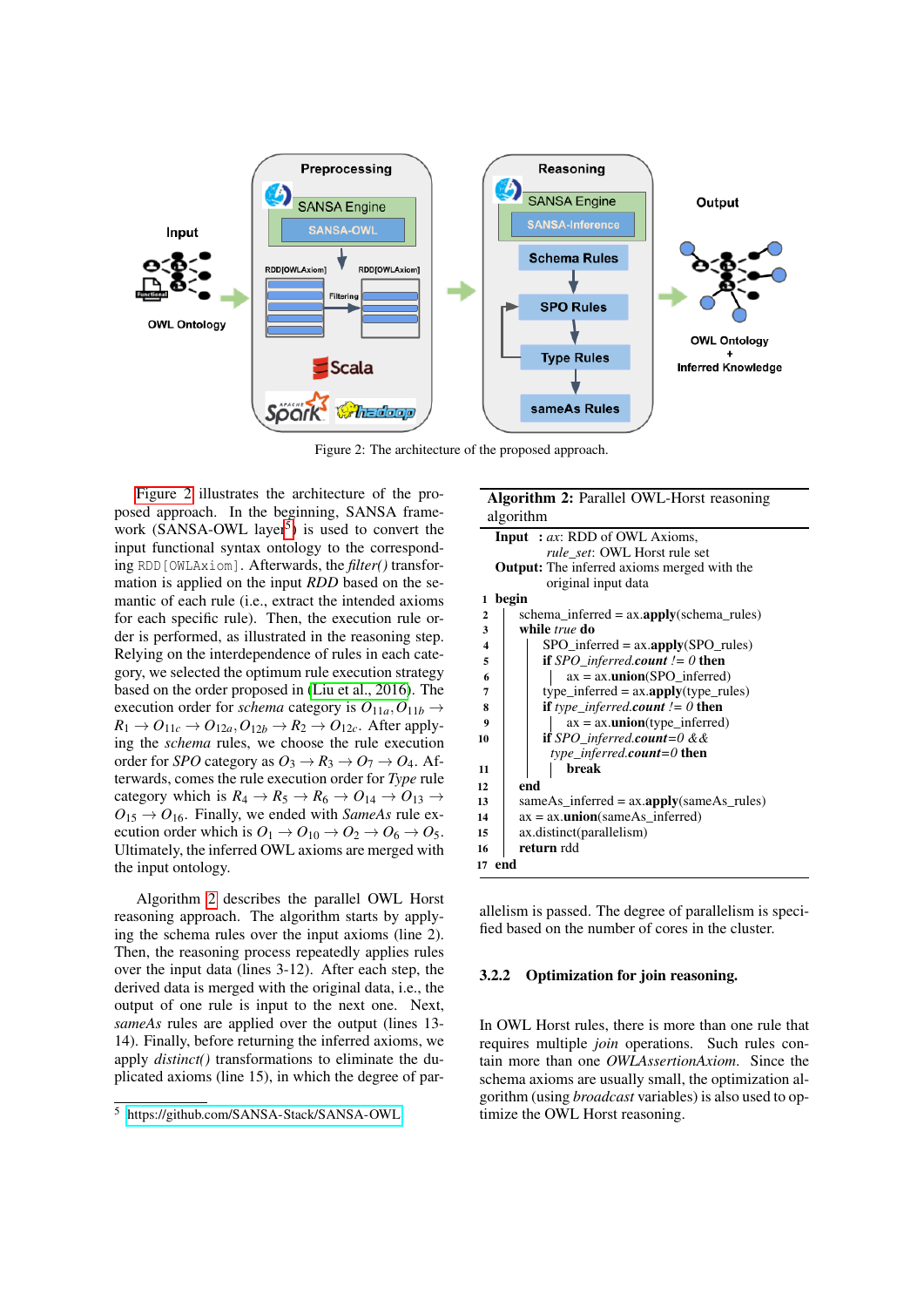Figure 2: The architecture of the proposed approach.

Figure 2 illustrates the architecture of the proposed approach. In the beginning, SANSA framework (SANSA-OWL layer[5]) is used to convert the input functional syntax ontology to the corresponding `RDD[OWLAxiom]`. Afterwards, the *filter()* transformation is applied on the input *RDD* based on the semantic of each rule (i.e., extract the intended axioms for each specific rule). Then, the execution rule order is performed, as illustrated in the reasoning step. Relying on the interdependence of rules in each category, we selected the optimum rule execution strategy based on the order proposed in (Liu et al., 2016). The execution order for *schema* category is $O_{11a}, O_{11b} \rightarrow R_1 \rightarrow O_{11c} \rightarrow O_{12a}, O_{12b} \rightarrow R_2 \rightarrow O_{12c}$. After applying the *schema* rules, we choose the rule execution order for *SPO* category as $O_3 \rightarrow R_3 \rightarrow O_7 \rightarrow O_4$. Afterwards, comes the rule execution order for *Type* rule category which is $R_4 \rightarrow R_5 \rightarrow R_6 \rightarrow O_{14} \rightarrow O_{13} \rightarrow O_{15} \rightarrow O_{16}$. Finally, we ended with *SameAs* rule execution order which is $O_1 \rightarrow O_{10} \rightarrow O_2 \rightarrow O_6 \rightarrow O_5$. Ultimately, the inferred OWL axioms are merged with the input ontology.

Algorithm 2 describes the parallel OWL Horst reasoning approach. The algorithm starts by applying the schema rules over the input axioms (line 2). Then, the reasoning process repeatedly applies rules over the input data (lines 3-12). After each step, the derived data is merged with the original data, i.e., the output of one rule is input to the next one. Next, *sameAs* rules are applied over the output (lines 13-14). Finally, before returning the inferred axioms, we apply *distinct()* transformations to eliminate the duplicated axioms (line 15), in which the degree of parallelism is passed. The degree of parallelism is specified based on the number of cores in the cluster.

**Algorithm 2:** Parallel OWL-Horst reasoning algorithm

```
Input  : ax: RDD of OWL Axioms,
         rule_set: OWL Horst rule set
Output: The inferred axioms merged with the
         original input data
1  begin
2    schema_inferred = ax.apply(schema_rules)
3    while true do
4      SPO_inferred = ax.apply(SPO_rules)
5      if SPO_inferred.count != 0 then
6        ax = ax.union(SPO_inferred)
7      type_inferred = ax.apply(type_rules)
8      if type_inferred.count != 0 then
9        ax = ax.union(type_inferred)
10     if SPO_inferred.count=0 &&
         type_inferred.count=0 then
11       break
12   end
13   sameAs_inferred = ax.apply(sameAs_rules)
14   ax = ax.union(sameAs_inferred)
15   ax.distinct(parallelism)
16   return rdd
17 end
```

### 3.2.2 Optimization for join reasoning.

In OWL Horst rules, there is more than one rule that requires multiple *join* operations. Such rules contain more than one *OWLAssertionAxiom*. Since the schema axioms are usually small, the optimization algorithm (using *broadcast* variables) is also used to optimize the OWL Horst reasoning.

[5] https://github.com/SANSA-Stack/SANSA-OWL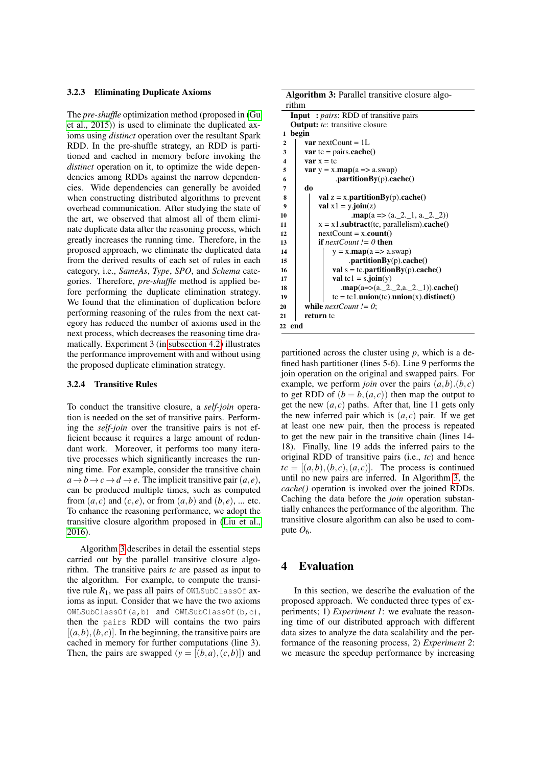### 3.2.3 Eliminating Duplicate Axioms

The *pre-shuffle* optimization method (proposed in (Gu et al., 2015)) is used to eliminate the duplicated axioms using *distinct* operation over the resultant Spark RDD. In the pre-shuffle strategy, an RDD is partitioned and cached in memory before invoking the *distinct* operation on it, to optimize the wide dependencies among RDDs against the narrow dependencies. Wide dependencies can generally be avoided when constructing distributed algorithms to prevent overhead communication. After studying the state of the art, we observed that almost all of them eliminate duplicate data after the reasoning process, which greatly increases the running time. Therefore, in the proposed approach, we eliminate the duplicated data from the derived results of each set of rules in each category, i.e., *SameAs*, *Type*, *SPO*, and *Schema* categories. Therefore, *pre-shuffle* method is applied before performing the duplicate elimination strategy. We found that the elimination of duplication before performing reasoning of the rules from the next category has reduced the number of axioms used in the next process, which decreases the reasoning time dramatically. Experiment 3 (in subsection 4.2) illustrates the performance improvement with and without using the proposed duplicate elimination strategy.

### 3.2.4 Transitive Rules

To conduct the transitive closure, a *self-join* operation is needed on the set of transitive pairs. Performing the *self-join* over the transitive pairs is not efficient because it requires a large amount of redundant work. Moreover, it performs too many iterative processes which significantly increases the running time. For example, consider the transitive chain $a \to b \to c \to d \to e$. The implicit transitive pair $(a,e)$, can be produced multiple times, such as computed from $(a,c)$ and $(c,e)$, or from $(a,b)$ and $(b,e)$, ... etc. To enhance the reasoning performance, we adopt the transitive closure algorithm proposed in (Liu et al., 2016).

Algorithm 3 describes in detail the essential steps carried out by the parallel transitive closure algorithm. The transitive pairs *tc* are passed as input to the algorithm. For example, to compute the transitive rule $R_1$, we pass all pairs of `OWLSubClassOf` axioms as input. Consider that we have the two axioms `OWLSubClassOf(a,b)` and `OWLSubClassOf(b,c)`, then the `pairs` RDD will contains the two pairs $[(a,b),(b,c)]$. In the beginning, the transitive pairs are cached in memory for further computations (line 3). Then, the pairs are swapped ($y = [(b,a),(c,b)]$) and partitioned across the cluster using $p$, which is a defined hash partitioner (lines 5-6). Line 9 performs the join operation on the original and swapped pairs. For example, we perform *join* over the pairs $(a,b).(b,c)$ to get RDD of $(b = b,(a,c))$ then map the output to get the new $(a,c)$ paths. After that, line 11 gets only the new inferred pair which is $(a,c)$ pair. If we get at least one new pair, then the process is repeated to get the new pair in the transitive chain (lines 14-18). Finally, line 19 adds the inferred pairs to the original RDD of transitive pairs (i.e., *tc*) and hence $tc = [(a,b),(b,c),(a,c)]$. The process is continued until no new pairs are inferred. In Algorithm 3, the *cache()* operation is invoked over the joined RDDs. Caching the data before the *join* operation substantially enhances the performance of the algorithm. The transitive closure algorithm can also be used to compute $O_6$.

**Algorithm 3:** Parallel transitive closure algorithm

```
   Input  : pairs: RDD of transitive pairs
   Output: tc: transitive closure
1  begin
2      var nextCount = 1L
3      var tc = pairs.cache()
4      var x = tc
5      var y = x.map(a => a.swap)
6                .partitionBy(p).cache()
7      do
8          val z = x.partitionBy(p).cache()
9          val x1 = y.join(z)
10                 .map(a => (a._2._1, a._2._2))
11         x = x1.subtract(tc, parallelism).cache()
12         nextCount = x.count()
13         if nextCount != 0 then
14             y = x.map(a => a.swap)
15                  .partitionBy(p).cache()
16             val s = tc.partitionBy(p).cache()
17             val tc1 = s.join(y)
18                  .map(a=>(a._2._2,a._2._1)).cache()
19             tc = tc1.union(tc).union(x).distinct()
20     while nextCount != 0;
21     return tc
22 end
```

## 4 Evaluation

In this section, we describe the evaluation of the proposed approach. We conducted three types of experiments; 1) *Experiment 1*: we evaluate the reasoning time of our distributed approach with different data sizes to analyze the data scalability and the performance of the reasoning process, 2) *Experiment 2*: we measure the speedup performance by increasing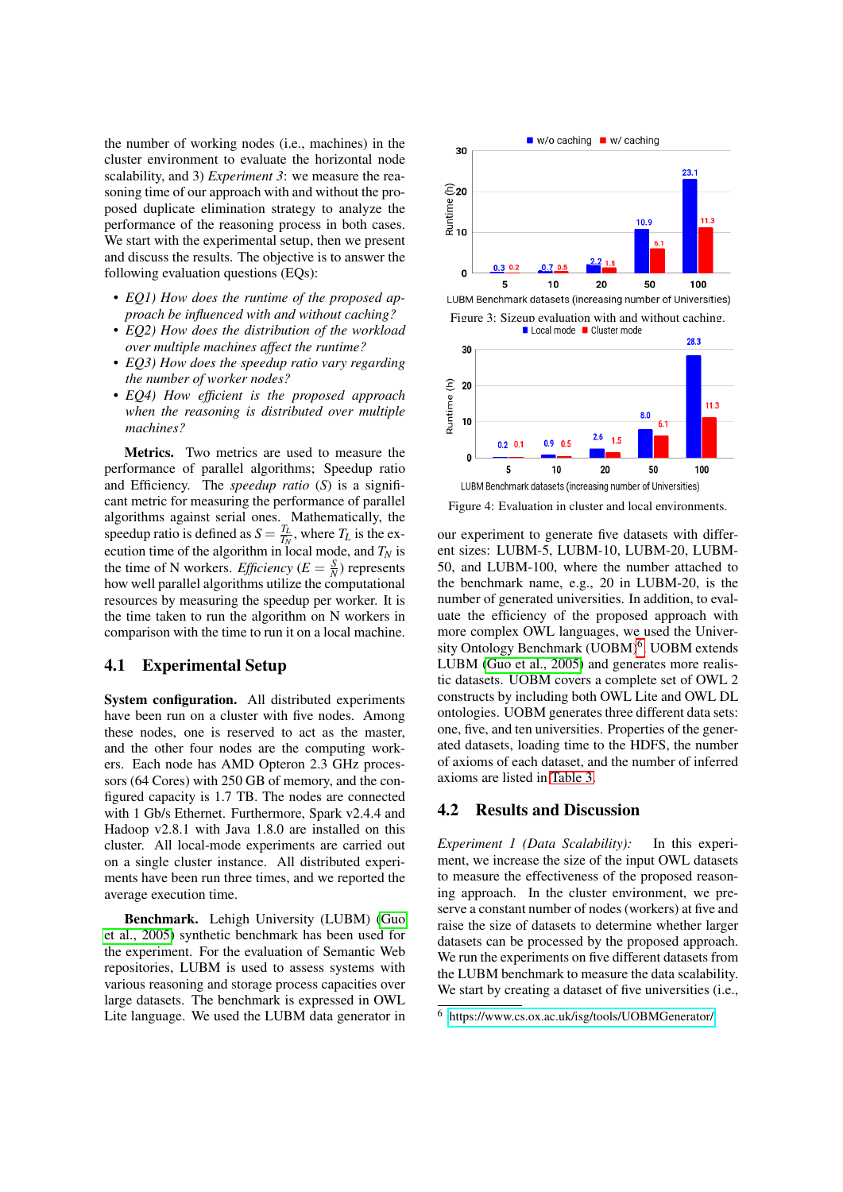the number of working nodes (i.e., machines) in the cluster environment to evaluate the horizontal node scalability, and 3) *Experiment 3*: we measure the reasoning time of our approach with and without the proposed duplicate elimination strategy to analyze the performance of the reasoning process in both cases. We start with the experimental setup, then we present and discuss the results. The objective is to answer the following evaluation questions (EQs):

- *EQ1) How does the runtime of the proposed approach be influenced with and without caching?*
- *EQ2) How does the distribution of the workload over multiple machines affect the runtime?*
- *EQ3) How does the speedup ratio vary regarding the number of worker nodes?*
- *EQ4) How efficient is the proposed approach when the reasoning is distributed over multiple machines?*

**Metrics.** Two metrics are used to measure the performance of parallel algorithms; Speedup ratio and Efficiency. The *speedup ratio* ($S$) is a significant metric for measuring the performance of parallel algorithms against serial ones. Mathematically, the speedup ratio is defined as $S = \frac{T_L}{T_N}$, where $T_L$ is the execution time of the algorithm in local mode, and $T_N$ is the time of N workers. *Efficiency* ($E = \frac{S}{N}$) represents how well parallel algorithms utilize the computational resources by measuring the speedup per worker. It is the time taken to run the algorithm on N workers in comparison with the time to run it on a local machine.

## 4.1 Experimental Setup

**System configuration.** All distributed experiments have been run on a cluster with five nodes. Among these nodes, one is reserved to act as the master, and the other four nodes are the computing workers. Each node has AMD Opteron 2.3 GHz processors (64 Cores) with 250 GB of memory, and the configured capacity is 1.7 TB. The nodes are connected with 1 Gb/s Ethernet. Furthermore, Spark v2.4.4 and Hadoop v2.8.1 with Java 1.8.0 are installed on this cluster. All local-mode experiments are carried out on a single cluster instance. All distributed experiments have been run three times, and we reported the average execution time.

**Benchmark.** Lehigh University (LUBM) (Guo et al., 2005) synthetic benchmark has been used for the experiment. For the evaluation of Semantic Web repositories, LUBM is used to assess systems with various reasoning and storage process capacities over large datasets. The benchmark is expressed in OWL Lite language. We used the LUBM data generator in

Figure 3: Sizeup evaluation with and without caching.

Figure 4: Evaluation in cluster and local environments.

our experiment to generate five datasets with different sizes: LUBM-5, LUBM-10, LUBM-20, LUBM-50, and LUBM-100, where the number attached to the benchmark name, e.g., 20 in LUBM-20, is the number of generated universities. In addition, to evaluate the efficiency of the proposed approach with more complex OWL languages, we used the University Ontology Benchmark (UOBM)[6]. UOBM extends LUBM (Guo et al., 2005) and generates more realistic datasets. UOBM covers a complete set of OWL 2 constructs by including both OWL Lite and OWL DL ontologies. UOBM generates three different data sets: one, five, and ten universities. Properties of the generated datasets, loading time to the HDFS, the number of axioms of each dataset, and the number of inferred axioms are listed in Table 3.

## 4.2 Results and Discussion

*Experiment 1 (Data Scalability):* In this experiment, we increase the size of the input OWL datasets to measure the effectiveness of the proposed reasoning approach. In the cluster environment, we preserve a constant number of nodes (workers) at five and raise the size of datasets to determine whether larger datasets can be processed by the proposed approach. We run the experiments on five different datasets from the LUBM benchmark to measure the data scalability. We start by creating a dataset of five universities (i.e.,

[6] https://www.cs.ox.ac.uk/isg/tools/UOBMGenerator/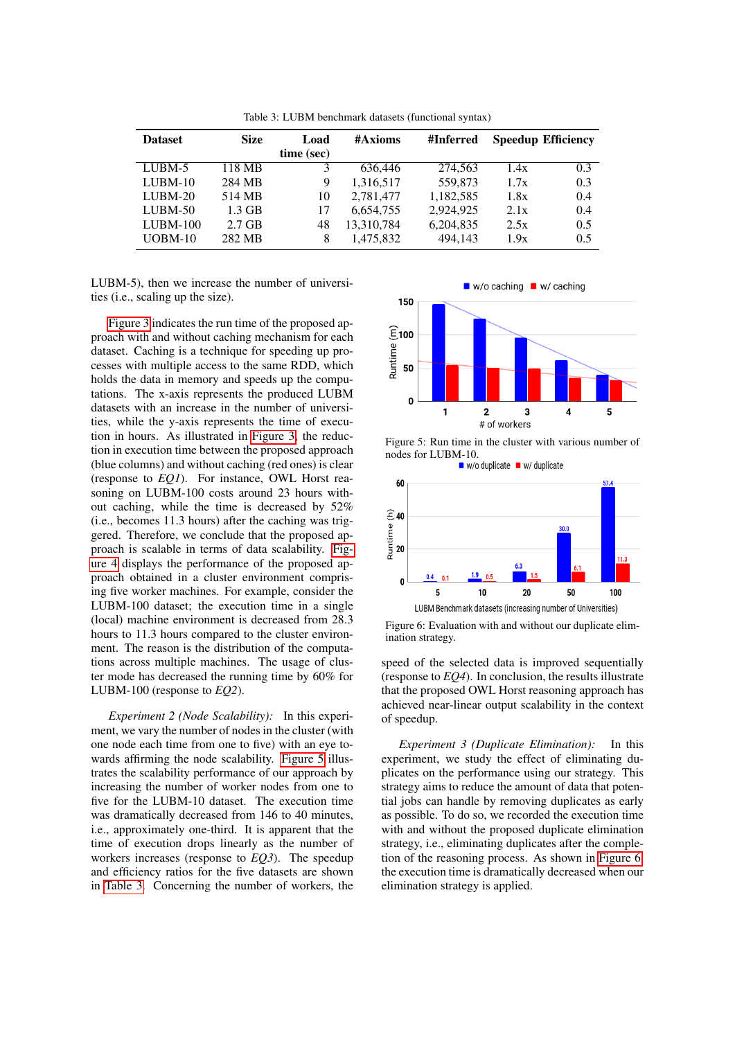Table 3: LUBM benchmark datasets (functional syntax)

| Dataset | Size | Load time (sec) | #Axioms | #Inferred | Speedup | Efficiency |
|---|---|---|---|---|---|---|
| LUBM-5 | 118 MB | 3 | 636,446 | 274,563 | 1.4x | 0.3 |
| LUBM-10 | 284 MB | 9 | 1,316,517 | 559,873 | 1.7x | 0.3 |
| LUBM-20 | 514 MB | 10 | 2,781,477 | 1,182,585 | 1.8x | 0.4 |
| LUBM-50 | 1.3 GB | 17 | 6,654,755 | 2,924,925 | 2.1x | 0.4 |
| LUBM-100 | 2.7 GB | 48 | 13,310,784 | 6,204,835 | 2.5x | 0.5 |
| UOBM-10 | 282 MB | 8 | 1,475,832 | 494,143 | 1.9x | 0.5 |

LUBM-5), then we increase the number of universities (i.e., scaling up the size).

Figure 3 indicates the run time of the proposed approach with and without caching mechanism for each dataset. Caching is a technique for speeding up processes with multiple access to the same RDD, which holds the data in memory and speeds up the computations. The x-axis represents the produced LUBM datasets with an increase in the number of universities, while the y-axis represents the time of execution in hours. As illustrated in Figure 3, the reduction in execution time between the proposed approach (blue columns) and without caching (red ones) is clear (response to *EQ1*). For instance, OWL Horst reasoning on LUBM-100 costs around 23 hours without caching, while the time is decreased by 52% (i.e., becomes 11.3 hours) after the caching was triggered. Therefore, we conclude that the proposed approach is scalable in terms of data scalability. Figure 4 displays the performance of the proposed approach obtained in a cluster environment comprising five worker machines. For example, consider the LUBM-100 dataset; the execution time in a single (local) machine environment is decreased from 28.3 hours to 11.3 hours compared to the cluster environment. The reason is the distribution of the computations across multiple machines. The usage of cluster mode has decreased the running time by 60% for LUBM-100 (response to *EQ2*).

*Experiment 2 (Node Scalability):* In this experiment, we vary the number of nodes in the cluster (with one node each time from one to five) with an eye towards affirming the node scalability. Figure 5 illustrates the scalability performance of our approach by increasing the number of worker nodes from one to five for the LUBM-10 dataset. The execution time was dramatically decreased from 146 to 40 minutes, i.e., approximately one-third. It is apparent that the time of execution drops linearly as the number of workers increases (response to *EQ3*). The speedup and efficiency ratios for the five datasets are shown in Table 3. Concerning the number of workers, the speed of the selected data is improved sequentially (response to *EQ4*). In conclusion, the results illustrate that the proposed OWL Horst reasoning approach has achieved near-linear output scalability in the context of speedup.

Figure 5: Run time in the cluster with various number of nodes for LUBM-10.

Figure 6: Evaluation with and without our duplicate elimination strategy.

*Experiment 3 (Duplicate Elimination):* In this experiment, we study the effect of eliminating duplicates on the performance using our strategy. This strategy aims to reduce the amount of data that potential jobs can handle by removing duplicates as early as possible. To do so, we recorded the execution time with and without the proposed duplicate elimination strategy, i.e., eliminating duplicates after the completion of the reasoning process. As shown in Figure 6 the execution time is dramatically decreased when our elimination strategy is applied.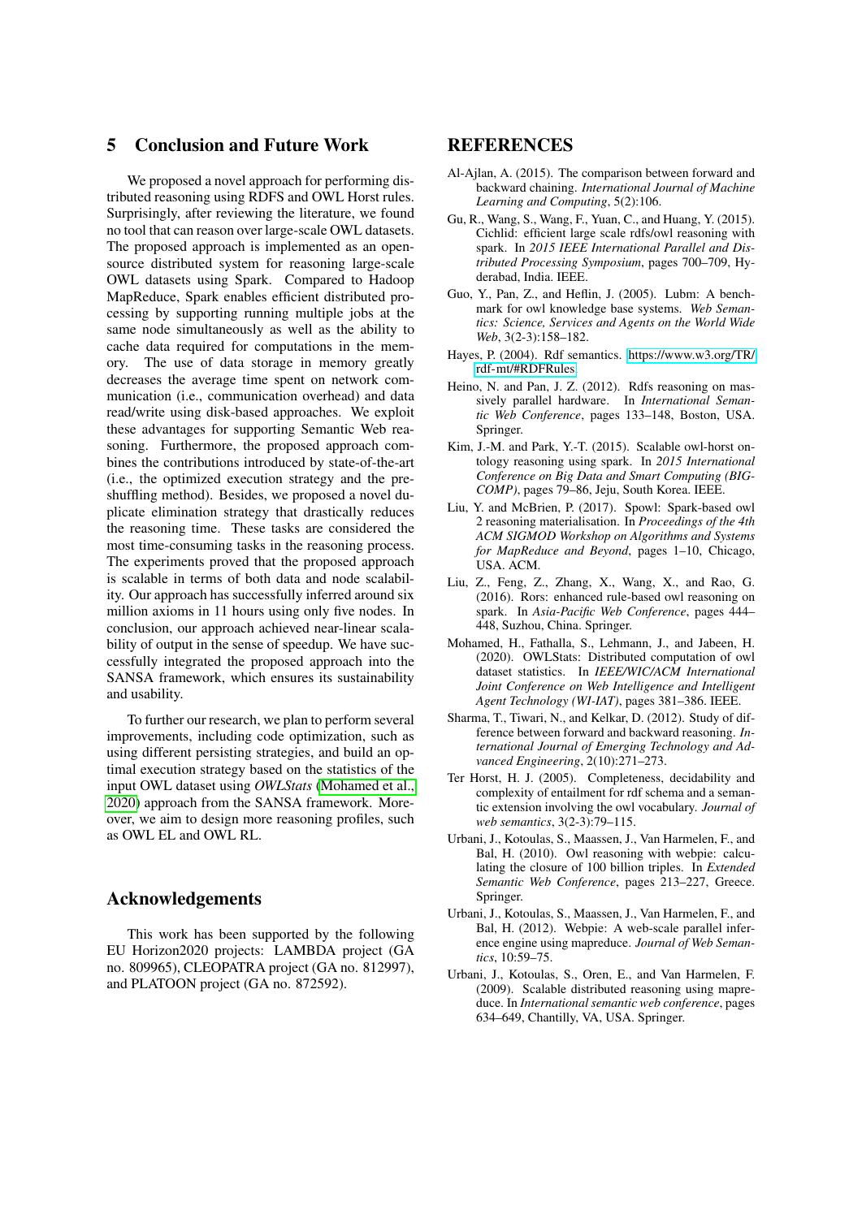## 5 Conclusion and Future Work

We proposed a novel approach for performing distributed reasoning using RDFS and OWL Horst rules. Surprisingly, after reviewing the literature, we found no tool that can reason over large-scale OWL datasets. The proposed approach is implemented as an open-source distributed system for reasoning large-scale OWL datasets using Spark. Compared to Hadoop MapReduce, Spark enables efficient distributed processing by supporting running multiple jobs at the same node simultaneously as well as the ability to cache data required for computations in the memory. The use of data storage in memory greatly decreases the average time spent on network communication (i.e., communication overhead) and data read/write using disk-based approaches. We exploit these advantages for supporting Semantic Web reasoning. Furthermore, the proposed approach combines the contributions introduced by state-of-the-art (i.e., the optimized execution strategy and the pre-shuffling method). Besides, we proposed a novel duplicate elimination strategy that drastically reduces the reasoning time. These tasks are considered the most time-consuming tasks in the reasoning process. The experiments proved that the proposed approach is scalable in terms of both data and node scalability. Our approach has successfully inferred around six million axioms in 11 hours using only five nodes. In conclusion, our approach achieved near-linear scalability of output in the sense of speedup. We have successfully integrated the proposed approach into the SANSA framework, which ensures its sustainability and usability.

To further our research, we plan to perform several improvements, including code optimization, such as using different persisting strategies, and build an optimal execution strategy based on the statistics of the input OWL dataset using *OWLStats* (Mohamed et al., 2020) approach from the SANSA framework. Moreover, we aim to design more reasoning profiles, such as OWL EL and OWL RL.

## Acknowledgements

This work has been supported by the following EU Horizon2020 projects: LAMBDA project (GA no. 809965), CLEOPATRA project (GA no. 812997), and PLATOON project (GA no. 872592).

## REFERENCES

Al-Ajlan, A. (2015). The comparison between forward and backward chaining. *International Journal of Machine Learning and Computing*, 5(2):106.

Gu, R., Wang, S., Wang, F., Yuan, C., and Huang, Y. (2015). Cichlid: efficient large scale rdfs/owl reasoning with spark. In *2015 IEEE International Parallel and Distributed Processing Symposium*, pages 700–709, Hyderabad, India. IEEE.

Guo, Y., Pan, Z., and Heflin, J. (2005). Lubm: A benchmark for owl knowledge base systems. *Web Semantics: Science, Services and Agents on the World Wide Web*, 3(2-3):158–182.

Hayes, P. (2004). Rdf semantics. https://www.w3.org/TR/rdf-mt/#RDFRules.

Heino, N. and Pan, J. Z. (2012). Rdfs reasoning on massively parallel hardware. In *International Semantic Web Conference*, pages 133–148, Boston, USA. Springer.

Kim, J.-M. and Park, Y.-T. (2015). Scalable owl-horst ontology reasoning using spark. In *2015 International Conference on Big Data and Smart Computing (BIGCOMP)*, pages 79–86, Jeju, South Korea. IEEE.

Liu, Y. and McBrien, P. (2017). Spowl: Spark-based owl 2 reasoning materialisation. In *Proceedings of the 4th ACM SIGMOD Workshop on Algorithms and Systems for MapReduce and Beyond*, pages 1–10, Chicago, USA. ACM.

Liu, Z., Feng, Z., Zhang, X., Wang, X., and Rao, G. (2016). Rors: enhanced rule-based owl reasoning on spark. In *Asia-Pacific Web Conference*, pages 444–448, Suzhou, China. Springer.

Mohamed, H., Fathalla, S., Lehmann, J., and Jabeen, H. (2020). OWLStats: Distributed computation of owl dataset statistics. In *IEEE/WIC/ACM International Joint Conference on Web Intelligence and Intelligent Agent Technology (WI-IAT)*, pages 381–386. IEEE.

Sharma, T., Tiwari, N., and Kelkar, D. (2012). Study of difference between forward and backward reasoning. *International Journal of Emerging Technology and Advanced Engineering*, 2(10):271–273.

Ter Horst, H. J. (2005). Completeness, decidability and complexity of entailment for rdf schema and a semantic extension involving the owl vocabulary. *Journal of web semantics*, 3(2-3):79–115.

Urbani, J., Kotoulas, S., Maassen, J., Van Harmelen, F., and Bal, H. (2010). Owl reasoning with webpie: calculating the closure of 100 billion triples. In *Extended Semantic Web Conference*, pages 213–227, Greece. Springer.

Urbani, J., Kotoulas, S., Maassen, J., Van Harmelen, F., and Bal, H. (2012). Webpie: A web-scale parallel inference engine using mapreduce. *Journal of Web Semantics*, 10:59–75.

Urbani, J., Kotoulas, S., Oren, E., and Van Harmelen, F. (2009). Scalable distributed reasoning using mapreduce. In *International semantic web conference*, pages 634–649, Chantilly, VA, USA. Springer.